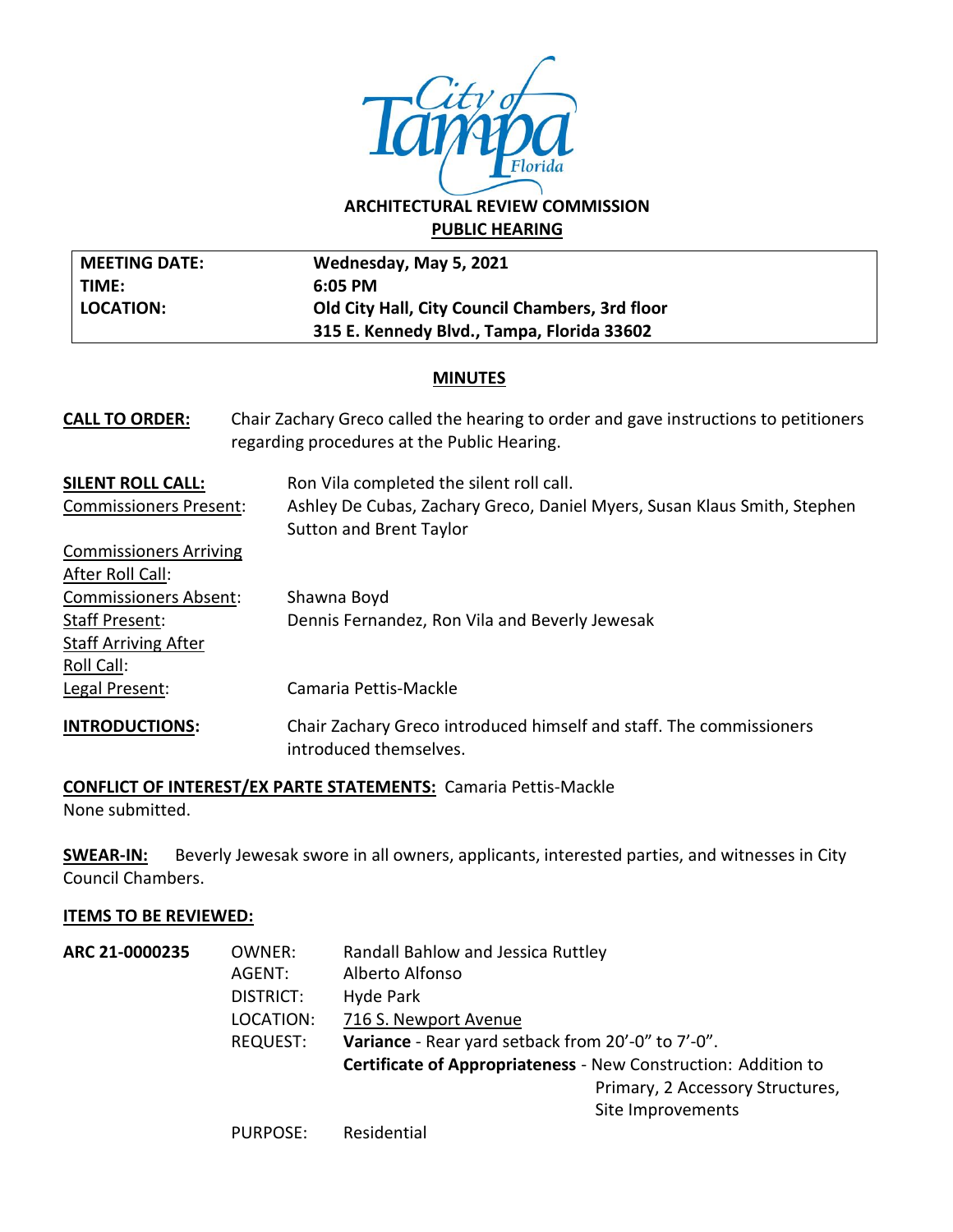City of Tampa Florida

# ARCHITECTURAL REVIEW COMMISSION

## PUBLIC HEARING

| | |
|---|---|
| **MEETING DATE:** | **Wednesday, May 5, 2021** |
| **TIME:** | **6:05 PM** |
| **LOCATION:** | **Old City Hall, City Council Chambers, 3rd floor** |
| | **315 E. Kennedy Blvd., Tampa, Florida 33602** |

## MINUTES

**CALL TO ORDER:** Chair Zachary Greco called the hearing to order and gave instructions to petitioners regarding procedures at the Public Hearing.

**SILENT ROLL CALL:** Ron Vila completed the silent roll call.

Commissioners Present: Ashley De Cubas, Zachary Greco, Daniel Myers, Susan Klaus Smith, Stephen Sutton and Brent Taylor

Commissioners Arriving After Roll Call:

Commissioners Absent: Shawna Boyd

Staff Present: Dennis Fernandez, Ron Vila and Beverly Jewesak

Staff Arriving After Roll Call:

Legal Present: Camaria Pettis-Mackle

**INTRODUCTIONS:** Chair Zachary Greco introduced himself and staff. The commissioners introduced themselves.

**CONFLICT OF INTEREST/EX PARTE STATEMENTS:** Camaria Pettis-Mackle
None submitted.

**SWEAR-IN:** Beverly Jewesak swore in all owners, applicants, interested parties, and witnesses in City Council Chambers.

**ITEMS TO BE REVIEWED:**

**ARC 21-0000235**

OWNER: Randall Bahlow and Jessica Ruttley
AGENT: Alberto Alfonso
DISTRICT: Hyde Park
LOCATION: 716 S. Newport Avenue
REQUEST: **Variance** - Rear yard setback from 20'-0" to 7'-0".
**Certificate of Appropriateness** - New Construction: Addition to Primary, 2 Accessory Structures, Site Improvements
PURPOSE: Residential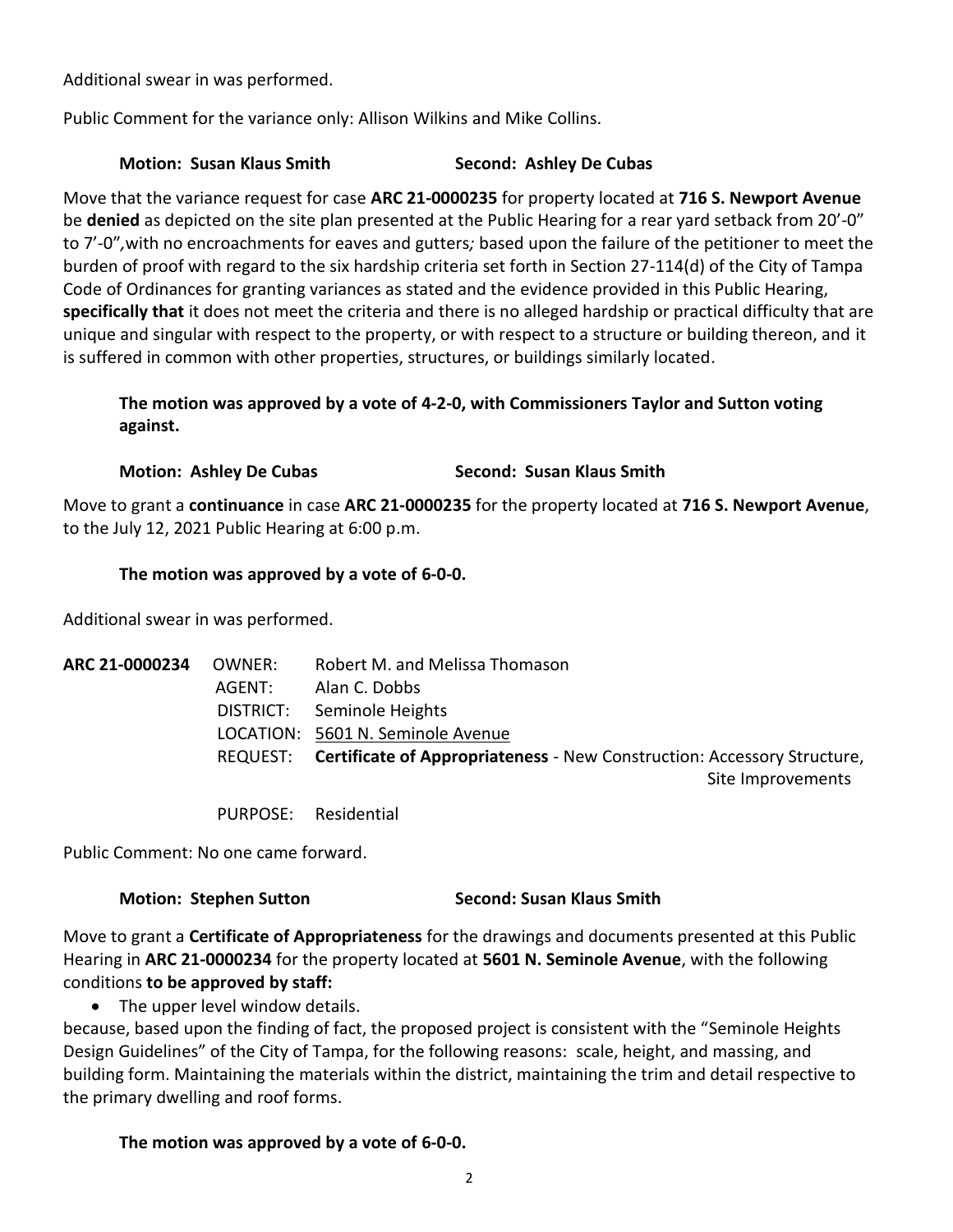Additional swear in was performed.

Public Comment for the variance only: Allison Wilkins and Mike Collins.

**Motion: Susan Klaus Smith** **Second: Ashley De Cubas**

Move that the variance request for case **ARC 21-0000235** for property located at **716 S. Newport Avenue** be **denied** as depicted on the site plan presented at the Public Hearing for a rear yard setback from 20'-0" to 7'-0",with no encroachments for eaves and gutters*;* based upon the failure of the petitioner to meet the burden of proof with regard to the six hardship criteria set forth in Section 27-114(d) of the City of Tampa Code of Ordinances for granting variances as stated and the evidence provided in this Public Hearing, **specifically that** it does not meet the criteria and there is no alleged hardship or practical difficulty that are unique and singular with respect to the property, or with respect to a structure or building thereon, and it is suffered in common with other properties, structures, or buildings similarly located.

**The motion was approved by a vote of 4-2-0, with Commissioners Taylor and Sutton voting against.**

**Motion: Ashley De Cubas** **Second: Susan Klaus Smith**

Move to grant a **continuance** in case **ARC 21-0000235** for the property located at **716 S. Newport Avenue**, to the July 12, 2021 Public Hearing at 6:00 p.m.

**The motion was approved by a vote of 6-0-0.**

Additional swear in was performed.

**ARC 21-0000234** OWNER: Robert M. and Melissa Thomason
AGENT: Alan C. Dobbs
DISTRICT: Seminole Heights
LOCATION: 5601 N. Seminole Avenue
REQUEST: **Certificate of Appropriateness** - New Construction: Accessory Structure, Site Improvements
PURPOSE: Residential

Public Comment: No one came forward.

**Motion: Stephen Sutton** **Second: Susan Klaus Smith**

Move to grant a **Certificate of Appropriateness** for the drawings and documents presented at this Public Hearing in **ARC 21-0000234** for the property located at **5601 N. Seminole Avenue**, with the following conditions **to be approved by staff:**

- The upper level window details.

because, based upon the finding of fact, the proposed project is consistent with the "Seminole Heights Design Guidelines" of the City of Tampa, for the following reasons: scale, height, and massing, and building form. Maintaining the materials within the district, maintaining the trim and detail respective to the primary dwelling and roof forms.

**The motion was approved by a vote of 6-0-0.**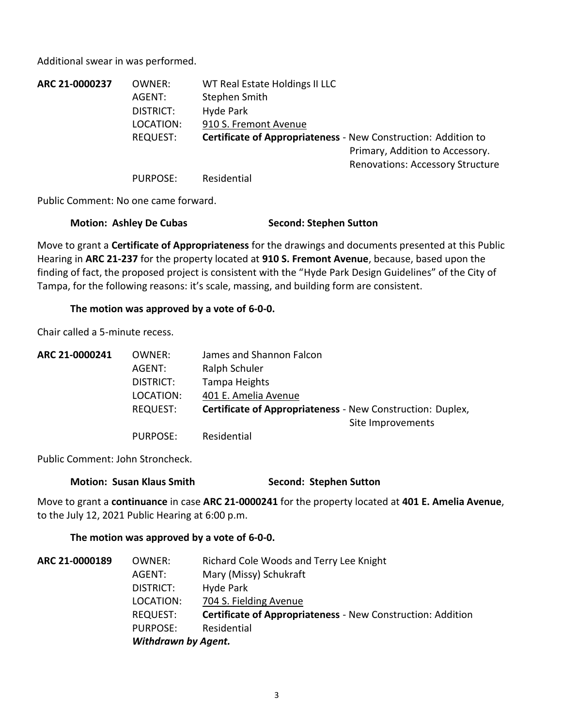Additional swear in was performed.

**ARC 21-0000237**

| | |
|---|---|
| OWNER: | WT Real Estate Holdings II LLC |
| AGENT: | Stephen Smith |
| DISTRICT: | Hyde Park |
| LOCATION: | 910 S. Fremont Avenue |
| REQUEST: | **Certificate of Appropriateness** - New Construction: Addition to Primary, Addition to Accessory. Renovations: Accessory Structure |
| PURPOSE: | Residential |

Public Comment: No one came forward.

**Motion: Ashley De Cubas** **Second: Stephen Sutton**

Move to grant a **Certificate of Appropriateness** for the drawings and documents presented at this Public Hearing in **ARC 21-237** for the property located at **910 S. Fremont Avenue**, because, based upon the finding of fact, the proposed project is consistent with the "Hyde Park Design Guidelines" of the City of Tampa, for the following reasons: it's scale, massing, and building form are consistent.

**The motion was approved by a vote of 6-0-0.**

Chair called a 5-minute recess.

**ARC 21-0000241**

| | |
|---|---|
| OWNER: | James and Shannon Falcon |
| AGENT: | Ralph Schuler |
| DISTRICT: | Tampa Heights |
| LOCATION: | 401 E. Amelia Avenue |
| REQUEST: | **Certificate of Appropriateness** - New Construction: Duplex, Site Improvements |
| PURPOSE: | Residential |

Public Comment: John Stroncheck.

**Motion: Susan Klaus Smith** **Second: Stephen Sutton**

Move to grant a **continuance** in case **ARC 21-0000241** for the property located at **401 E. Amelia Avenue**, to the July 12, 2021 Public Hearing at 6:00 p.m.

**The motion was approved by a vote of 6-0-0.**

**ARC 21-0000189**

| | |
|---|---|
| OWNER: | Richard Cole Woods and Terry Lee Knight |
| AGENT: | Mary (Missy) Schukraft |
| DISTRICT: | Hyde Park |
| LOCATION: | 704 S. Fielding Avenue |
| REQUEST: | **Certificate of Appropriateness** - New Construction: Addition |
| PURPOSE: | Residential |

***Withdrawn by Agent.***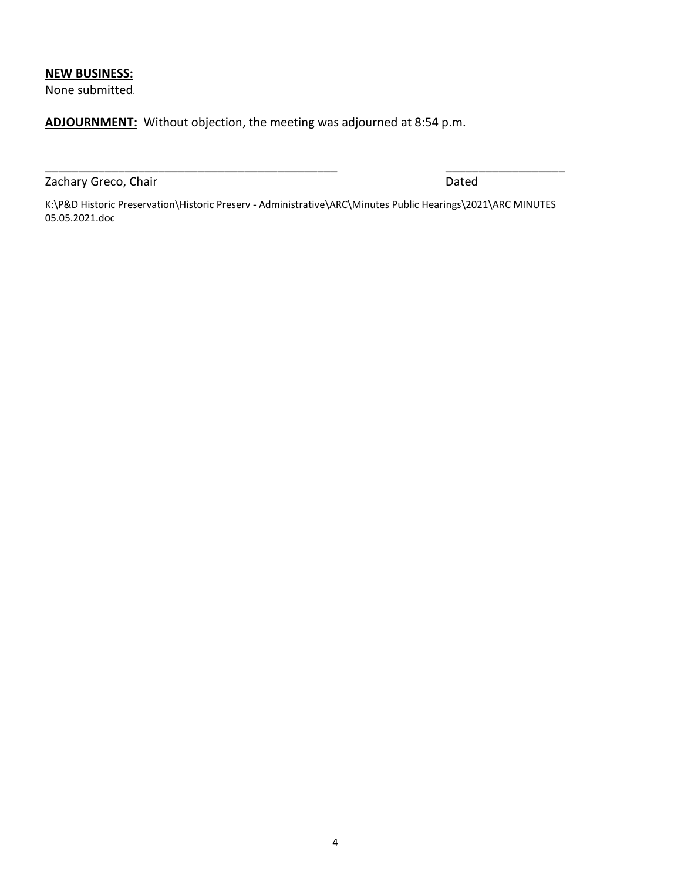**NEW BUSINESS:**
None submitted.

**ADJOURNMENT:** Without objection, the meeting was adjourned at 8:54 p.m.

_____________________________________________ __________________
Zachary Greco, Chair Dated

K:\P&D Historic Preservation\Historic Preserv - Administrative\ARC\Minutes Public Hearings\2021\ARC MINUTES 05.05.2021.doc